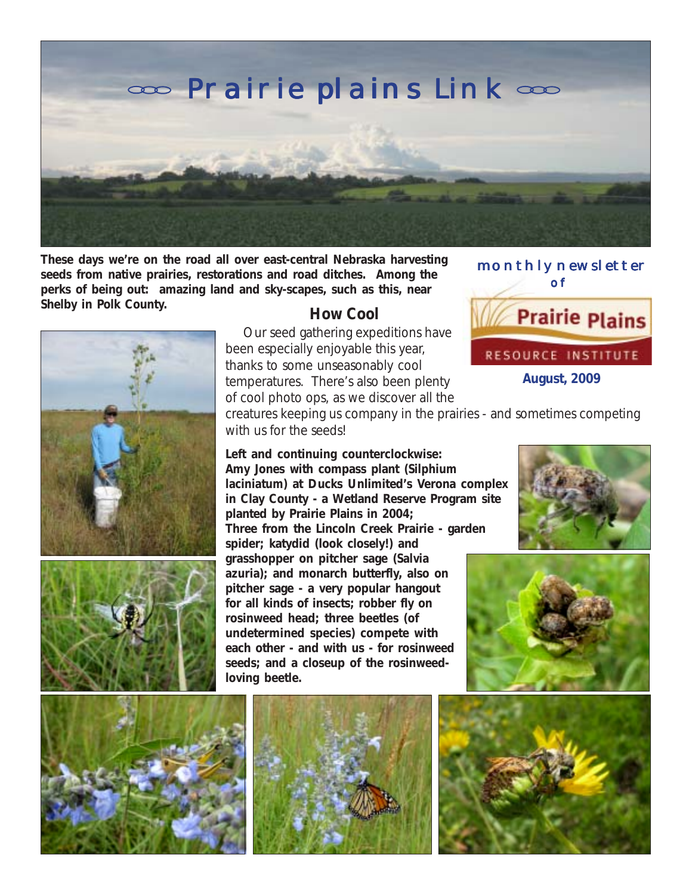# Prairie plains Link

These days we're on the road all over east-central Nebraska harvesting seeds from native prairies, restorations and road ditches. Among the perks of being out: amazing land and sky-scapes, such as this, near Shelby in Polk County.

monthly newsletter of

Prairie Plains RESOURCE INSTITUTE

**August, 2009**

## How Cool

Our seed gathering expeditions have been especially enjoyable this year, thanks to some unseasonably cool temperatures. There's also been plenty of cool photo ops, as we discover all the creatures keeping us company in the prairies - and sometimes competing with us for the seeds!

**Left and continuing counterclockwise: Amy Jones with compass plant (Silphium laciniatum) at Ducks Unlimited's Verona complex in Clay County - a Wetland Reserve Program site planted by Prairie Plains in 2004; Three from the Lincoln Creek Prairie - garden spider; katydid (look closely!) and grasshopper on pitcher sage (Salvia azuria); and monarch butterfly, also on pitcher sage - a very popular hangout for all kinds of insects; robber fly on rosinweed head; three beetles (of undetermined species) compete with each other - and with us - for rosinweed seeds; and a closeup of the rosinweed-loving beetle.**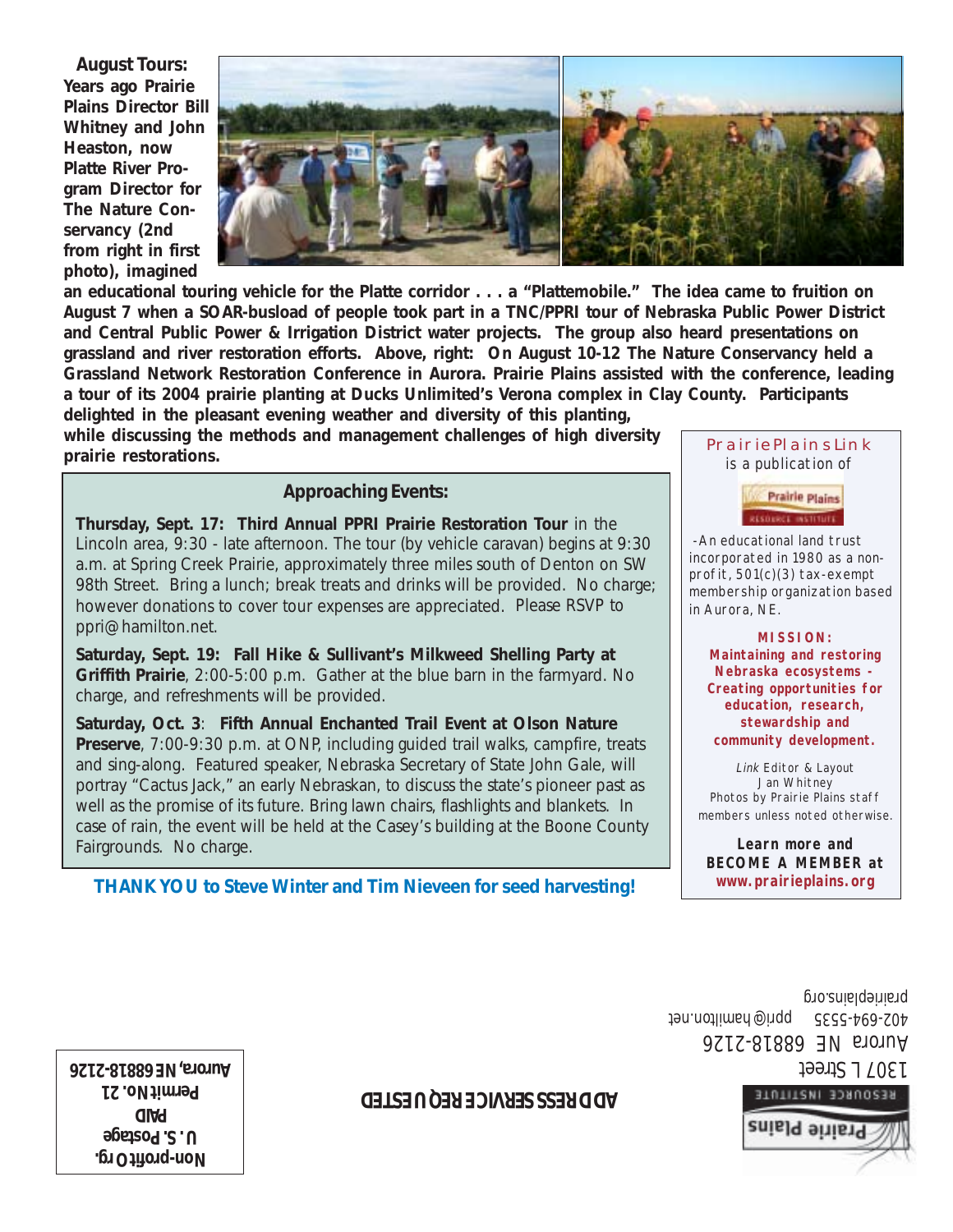**August Tours:** Years ago Prairie Plains Director Bill Whitney and John Heaston, now Platte River Program Director for The Nature Conservancy (2nd from right in first photo), imagined an educational touring vehicle for the Platte corridor . . . a "Plattemobile." The idea came to fruition on August 7 when a SOAR-busload of people took part in a TNC/PPRI tour of Nebraska Public Power District and Central Public Power & Irrigation District water projects. The group also heard presentations on grassland and river restoration efforts. Above, right: On August 10-12 The Nature Conservancy held a Grassland Network Restoration Conference in Aurora. Prairie Plains assisted with the conference, leading a tour of its 2004 prairie planting at Ducks Unlimited's Verona complex in Clay County. Participants delighted in the pleasant evening weather and diversity of this planting, while discussing the methods and management challenges of high diversity prairie restorations.

## Approaching Events:

**Thursday, Sept. 17: Third Annual PPRI Prairie Restoration Tour** in the Lincoln area, 9:30 - late afternoon. The tour (by vehicle caravan) begins at 9:30 a.m. at Spring Creek Prairie, approximately three miles south of Denton on SW 98th Street. Bring a lunch; break treats and drinks will be provided. No charge; however donations to cover tour expenses are appreciated. Please RSVP to ppri@hamilton.net.

**Saturday, Sept. 19: Fall Hike & Sullivant's Milkweed Shelling Party at Griffith Prairie**, 2:00-5:00 p.m. Gather at the blue barn in the farmyard. No charge, and refreshments will be provided.

**Saturday, Oct. 3**: **Fifth Annual Enchanted Trail Event at Olson Nature Preserve**, 7:00-9:30 p.m. at ONP, including guided trail walks, campfire, treats and sing-along. Featured speaker, Nebraska Secretary of State John Gale, will portray "Cactus Jack," an early Nebraskan, to discuss the state's pioneer past as well as the promise of its future. Bring lawn chairs, flashlights and blankets. In case of rain, the event will be held at the Casey's building at the Boone County Fairgrounds. No charge.

**THANK YOU to Steve Winter and Tim Nieveen for seed harvesting!**

PrairiePlainsLink is a publication of

Prairie Plains Resource Institute

-An educational land trust incorporated in 1980 as a non-profit, 501(c)(3) tax-exempt membership organization based in Aurora, NE.

**MISSION: Maintaining and restoring Nebraska ecosystems - Creating opportunities for education, research, stewardship and community development.**

*Link* Editor & Layout
Jan Whitney
Photos by Prairie Plains staff members unless noted otherwise.

**Learn more and BECOME A MEMBER at www.prairieplains.org**

Prairie Plains Resource Institute
1307 L Street
Aurora NE 68818-2126
402-694-5535 ppri@hamilton.net
prairieplains.org

**ADDRESS SERVICE REQUESTED**

**Non-profit Org.
U.S. Postage
PAID
Permit No. 21
Aurora, NE 68818-2126**